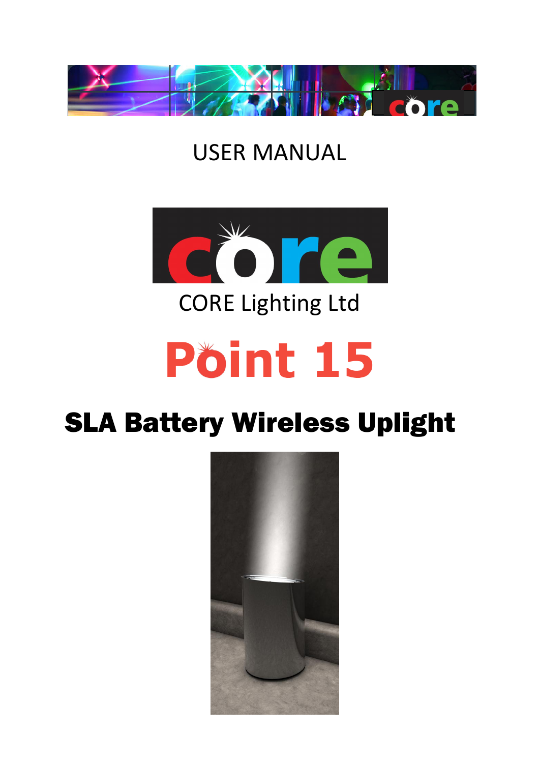USER MANUAL

CORE Lighting Ltd

# Point 15

## SLA Battery Wireless Uplight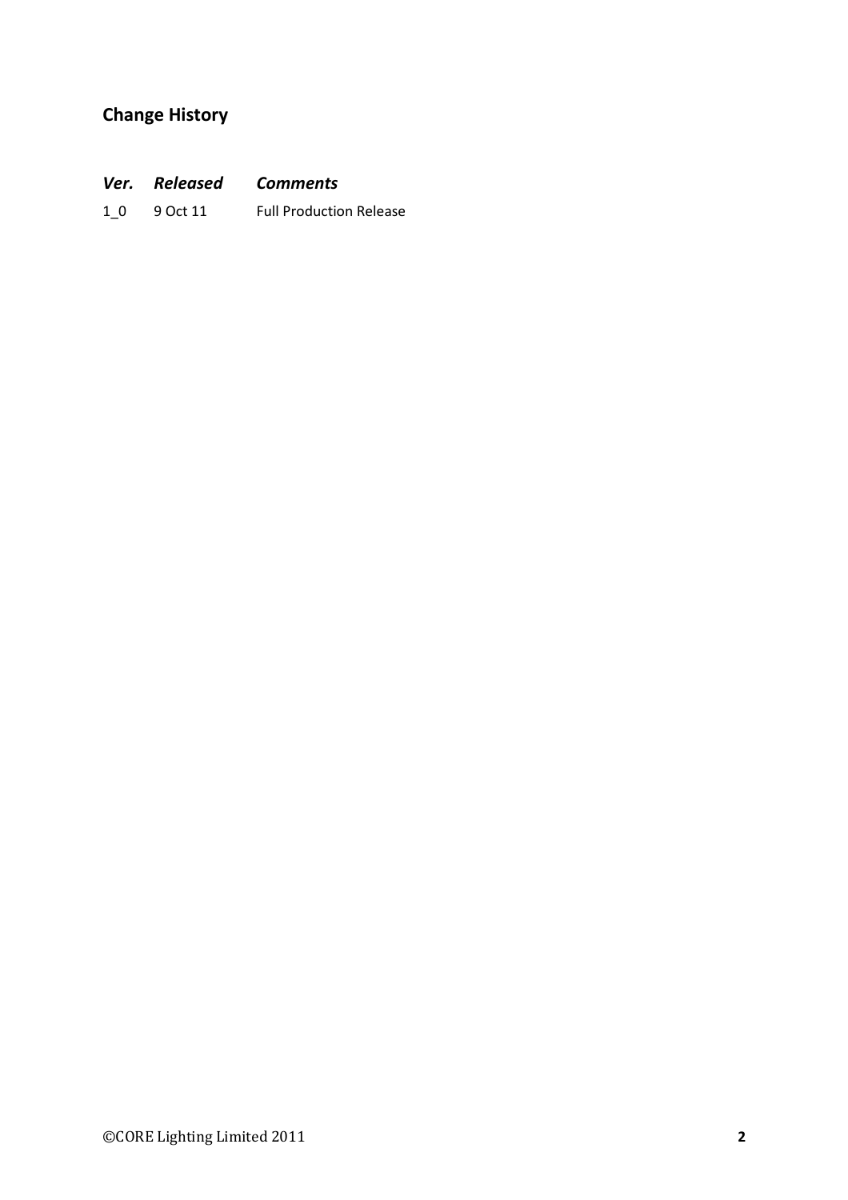## Change History

| *Ver.* | *Released* | *Comments* |
| --- | --- | --- |
| 1_0 | 9 Oct 11 | Full Production Release |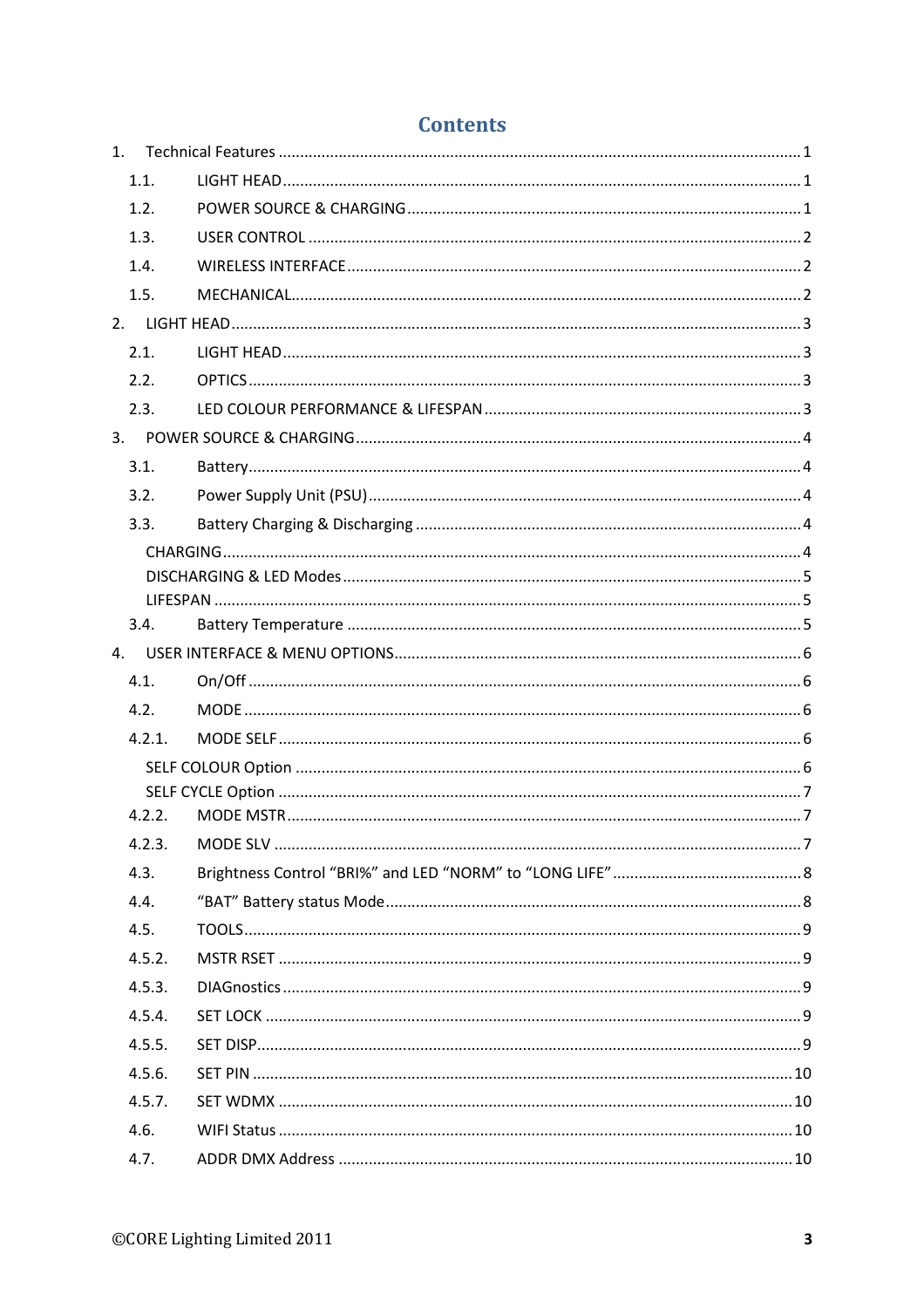# Contents

1. Technical Features ........ 1
   - 1.1. LIGHT HEAD ........ 1
   - 1.2. POWER SOURCE & CHARGING ........ 1
   - 1.3. USER CONTROL ........ 2
   - 1.4. WIRELESS INTERFACE ........ 2
   - 1.5. MECHANICAL ........ 2
2. LIGHT HEAD ........ 3
   - 2.1. LIGHT HEAD ........ 3
   - 2.2. OPTICS ........ 3
   - 2.3. LED COLOUR PERFORMANCE & LIFESPAN ........ 3
3. POWER SOURCE & CHARGING ........ 4
   - 3.1. Battery ........ 4
   - 3.2. Power Supply Unit (PSU) ........ 4
   - 3.3. Battery Charging & Discharging ........ 4
     - CHARGING ........ 4
     - DISCHARGING & LED Modes ........ 5
     - LIFESPAN ........ 5
   - 3.4. Battery Temperature ........ 5
4. USER INTERFACE & MENU OPTIONS ........ 6
   - 4.1. On/Off ........ 6
   - 4.2. MODE ........ 6
   - 4.2.1. MODE SELF ........ 6
     - SELF COLOUR Option ........ 6
     - SELF CYCLE Option ........ 7
   - 4.2.2. MODE MSTR ........ 7
   - 4.2.3. MODE SLV ........ 7
   - 4.3. Brightness Control “BRI%” and LED “NORM” to “LONG LIFE” ........ 8
   - 4.4. “BAT” Battery status Mode ........ 8
   - 4.5. TOOLS ........ 9
   - 4.5.2. MSTR RSET ........ 9
   - 4.5.3. DIAGnostics ........ 9
   - 4.5.4. SET LOCK ........ 9
   - 4.5.5. SET DISP ........ 9
   - 4.5.6. SET PIN ........ 10
   - 4.5.7. SET WDMX ........ 10
   - 4.6. WIFI Status ........ 10
   - 4.7. ADDR DMX Address ........ 10

©CORE Lighting Limited 2011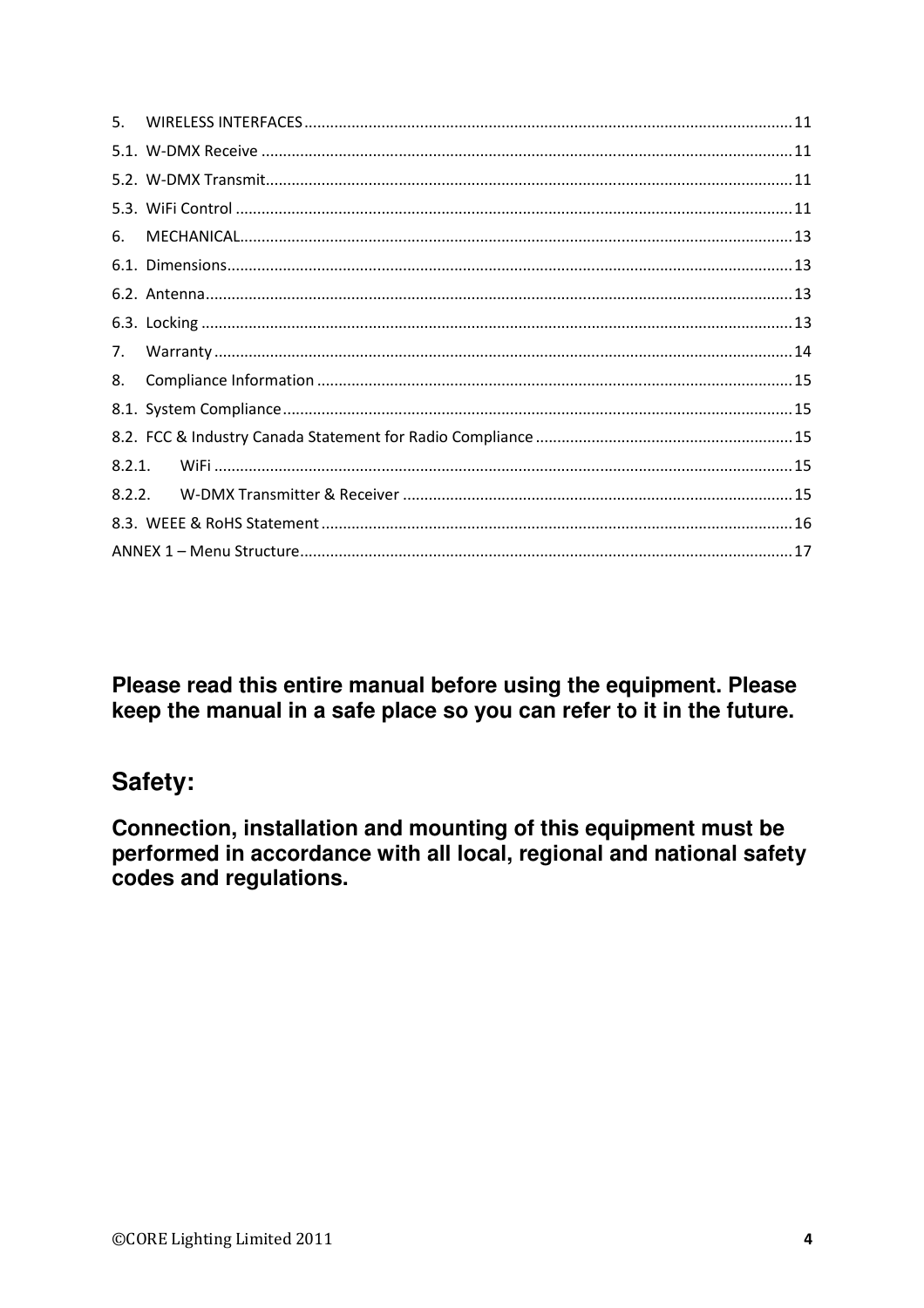5. WIRELESS INTERFACES .......... 11

5.1. W-DMX Receive .......... 11

5.2. W-DMX Transmit .......... 11

5.3. WiFi Control .......... 11

6. MECHANICAL .......... 13

6.1. Dimensions .......... 13

6.2. Antenna .......... 13

6.3. Locking .......... 13

7. Warranty .......... 14

8. Compliance Information .......... 15

8.1. System Compliance .......... 15

8.2. FCC & Industry Canada Statement for Radio Compliance .......... 15

8.2.1. WiFi .......... 15

8.2.2. W-DMX Transmitter & Receiver .......... 15

8.3. WEEE & RoHS Statement .......... 16

ANNEX 1 – Menu Structure .......... 17

**Please read this entire manual before using the equipment. Please keep the manual in a safe place so you can refer to it in the future.**

## Safety:

**Connection, installation and mounting of this equipment must be performed in accordance with all local, regional and national safety codes and regulations.**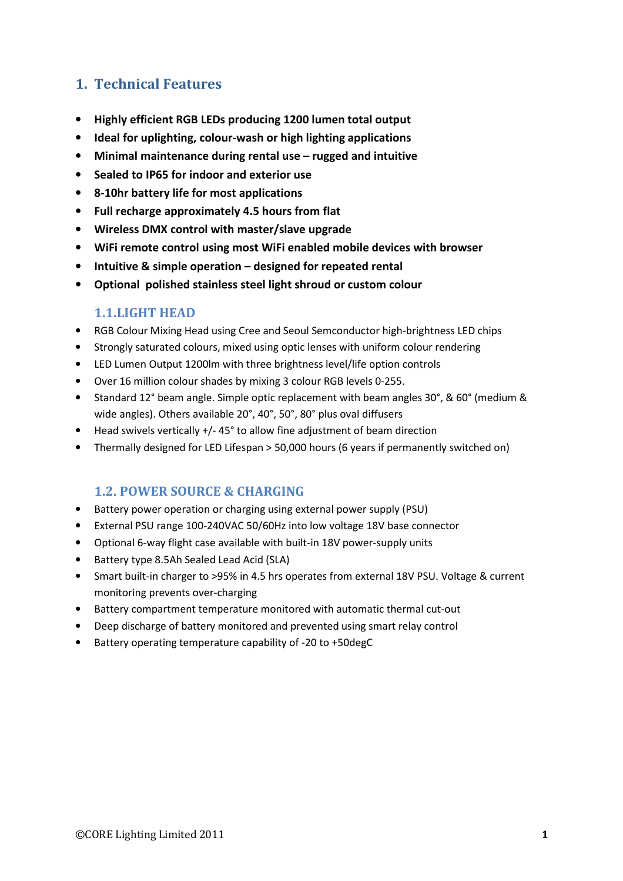# 1. Technical Features

- **Highly efficient RGB LEDs producing 1200 lumen total output**
- **Ideal for uplighting, colour-wash or high lighting applications**
- **Minimal maintenance during rental use – rugged and intuitive**
- **Sealed to IP65 for indoor and exterior use**
- **8-10hr battery life for most applications**
- **Full recharge approximately 4.5 hours from flat**
- **Wireless DMX control with master/slave upgrade**
- **WiFi remote control using most WiFi enabled mobile devices with browser**
- **Intuitive & simple operation – designed for repeated rental**
- **Optional polished stainless steel light shroud or custom colour**

## 1.1.LIGHT HEAD

- RGB Colour Mixing Head using Cree and Seoul Semconductor high-brightness LED chips
- Strongly saturated colours, mixed using optic lenses with uniform colour rendering
- LED Lumen Output 1200lm with three brightness level/life option controls
- Over 16 million colour shades by mixing 3 colour RGB levels 0-255.
- Standard 12° beam angle. Simple optic replacement with beam angles 30°, & 60° (medium & wide angles). Others available 20°, 40°, 50°, 80° plus oval diffusers
- Head swivels vertically +/- 45° to allow fine adjustment of beam direction
- Thermally designed for LED Lifespan > 50,000 hours (6 years if permanently switched on)

## 1.2. POWER SOURCE & CHARGING

- Battery power operation or charging using external power supply (PSU)
- External PSU range 100-240VAC 50/60Hz into low voltage 18V base connector
- Optional 6-way flight case available with built-in 18V power-supply units
- Battery type 8.5Ah Sealed Lead Acid (SLA)
- Smart built-in charger to >95% in 4.5 hrs operates from external 18V PSU. Voltage & current monitoring prevents over-charging
- Battery compartment temperature monitored with automatic thermal cut-out
- Deep discharge of battery monitored and prevented using smart relay control
- Battery operating temperature capability of -20 to +50degC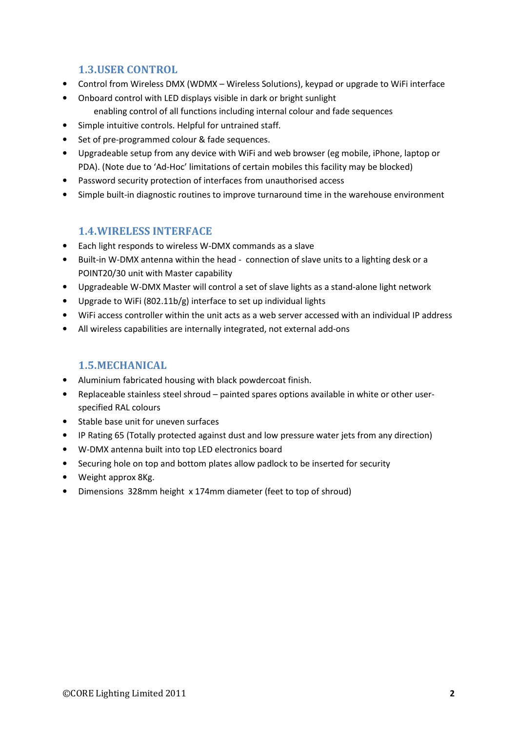### 1.3.USER CONTROL

- Control from Wireless DMX (WDMX – Wireless Solutions), keypad or upgrade to WiFi interface
- Onboard control with LED displays visible in dark or bright sunlight
  enabling control of all functions including internal colour and fade sequences
- Simple intuitive controls. Helpful for untrained staff.
- Set of pre-programmed colour & fade sequences.
- Upgradeable setup from any device with WiFi and web browser (eg mobile, iPhone, laptop or PDA). (Note due to 'Ad-Hoc' limitations of certain mobiles this facility may be blocked)
- Password security protection of interfaces from unauthorised access
- Simple built-in diagnostic routines to improve turnaround time in the warehouse environment

### 1.4.WIRELESS INTERFACE

- Each light responds to wireless W-DMX commands as a slave
- Built-in W-DMX antenna within the head - connection of slave units to a lighting desk or a POINT20/30 unit with Master capability
- Upgradeable W-DMX Master will control a set of slave lights as a stand-alone light network
- Upgrade to WiFi (802.11b/g) interface to set up individual lights
- WiFi access controller within the unit acts as a web server accessed with an individual IP address
- All wireless capabilities are internally integrated, not external add-ons

### 1.5.MECHANICAL

- Aluminium fabricated housing with black powdercoat finish.
- Replaceable stainless steel shroud – painted spares options available in white or other user-specified RAL colours
- Stable base unit for uneven surfaces
- IP Rating 65 (Totally protected against dust and low pressure water jets from any direction)
- W-DMX antenna built into top LED electronics board
- Securing hole on top and bottom plates allow padlock to be inserted for security
- Weight approx 8Kg.
- Dimensions 328mm height x 174mm diameter (feet to top of shroud)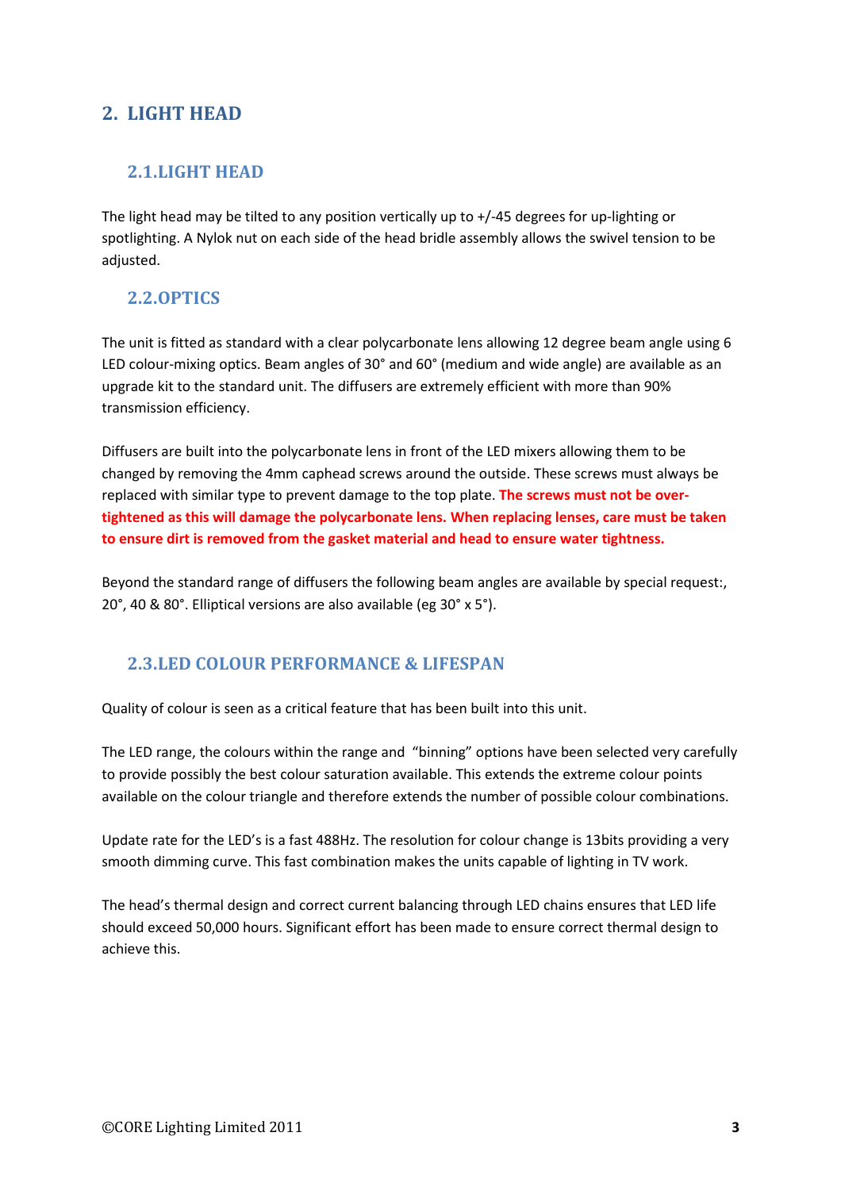# 2. LIGHT HEAD

## 2.1. LIGHT HEAD

The light head may be tilted to any position vertically up to +/-45 degrees for up-lighting or spotlighting. A Nylok nut on each side of the head bridle assembly allows the swivel tension to be adjusted.

## 2.2. OPTICS

The unit is fitted as standard with a clear polycarbonate lens allowing 12 degree beam angle using 6 LED colour-mixing optics. Beam angles of 30° and 60° (medium and wide angle) are available as an upgrade kit to the standard unit. The diffusers are extremely efficient with more than 90% transmission efficiency.

Diffusers are built into the polycarbonate lens in front of the LED mixers allowing them to be changed by removing the 4mm caphead screws around the outside. These screws must always be replaced with similar type to prevent damage to the top plate. **The screws must not be over-tightened as this will damage the polycarbonate lens. When replacing lenses, care must be taken to ensure dirt is removed from the gasket material and head to ensure water tightness.**

Beyond the standard range of diffusers the following beam angles are available by special request:, 20°, 40 & 80°. Elliptical versions are also available (eg 30° x 5°).

## 2.3. LED COLOUR PERFORMANCE & LIFESPAN

Quality of colour is seen as a critical feature that has been built into this unit.

The LED range, the colours within the range and "binning" options have been selected very carefully to provide possibly the best colour saturation available. This extends the extreme colour points available on the colour triangle and therefore extends the number of possible colour combinations.

Update rate for the LED's is a fast 488Hz. The resolution for colour change is 13bits providing a very smooth dimming curve. This fast combination makes the units capable of lighting in TV work.

The head's thermal design and correct current balancing through LED chains ensures that LED life should exceed 50,000 hours. Significant effort has been made to ensure correct thermal design to achieve this.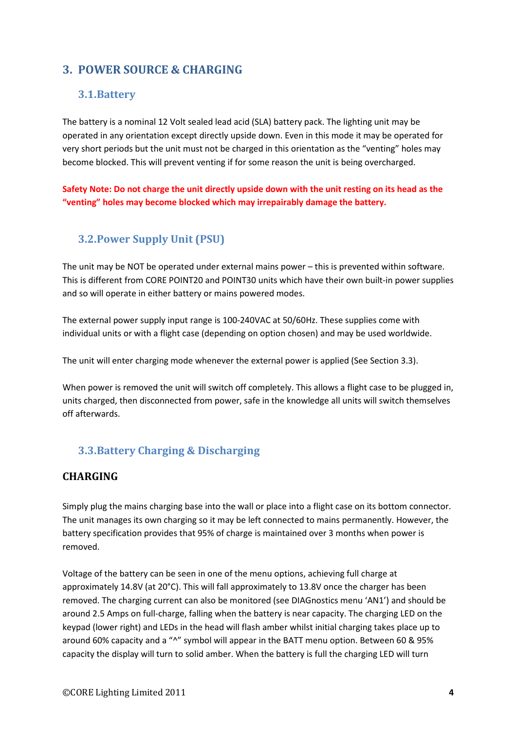# 3. POWER SOURCE & CHARGING

## 3.1. Battery

The battery is a nominal 12 Volt sealed lead acid (SLA) battery pack. The lighting unit may be operated in any orientation except directly upside down. Even in this mode it may be operated for very short periods but the unit must not be charged in this orientation as the "venting" holes may become blocked. This will prevent venting if for some reason the unit is being overcharged.

**Safety Note: Do not charge the unit directly upside down with the unit resting on its head as the "venting" holes may become blocked which may irrepairably damage the battery.**

## 3.2. Power Supply Unit (PSU)

The unit may be NOT be operated under external mains power – this is prevented within software. This is different from CORE POINT20 and POINT30 units which have their own built-in power supplies and so will operate in either battery or mains powered modes.

The external power supply input range is 100-240VAC at 50/60Hz. These supplies come with individual units or with a flight case (depending on option chosen) and may be used worldwide.

The unit will enter charging mode whenever the external power is applied (See Section 3.3).

When power is removed the unit will switch off completely. This allows a flight case to be plugged in, units charged, then disconnected from power, safe in the knowledge all units will switch themselves off afterwards.

## 3.3. Battery Charging & Discharging

### CHARGING

Simply plug the mains charging base into the wall or place into a flight case on its bottom connector. The unit manages its own charging so it may be left connected to mains permanently. However, the battery specification provides that 95% of charge is maintained over 3 months when power is removed.

Voltage of the battery can be seen in one of the menu options, achieving full charge at approximately 14.8V (at 20°C). This will fall approximately to 13.8V once the charger has been removed. The charging current can also be monitored (see DIAGnostics menu 'AN1') and should be around 2.5 Amps on full-charge, falling when the battery is near capacity. The charging LED on the keypad (lower right) and LEDs in the head will flash amber whilst initial charging takes place up to around 60% capacity and a "^" symbol will appear in the BATT menu option. Between 60 & 95% capacity the display will turn to solid amber. When the battery is full the charging LED will turn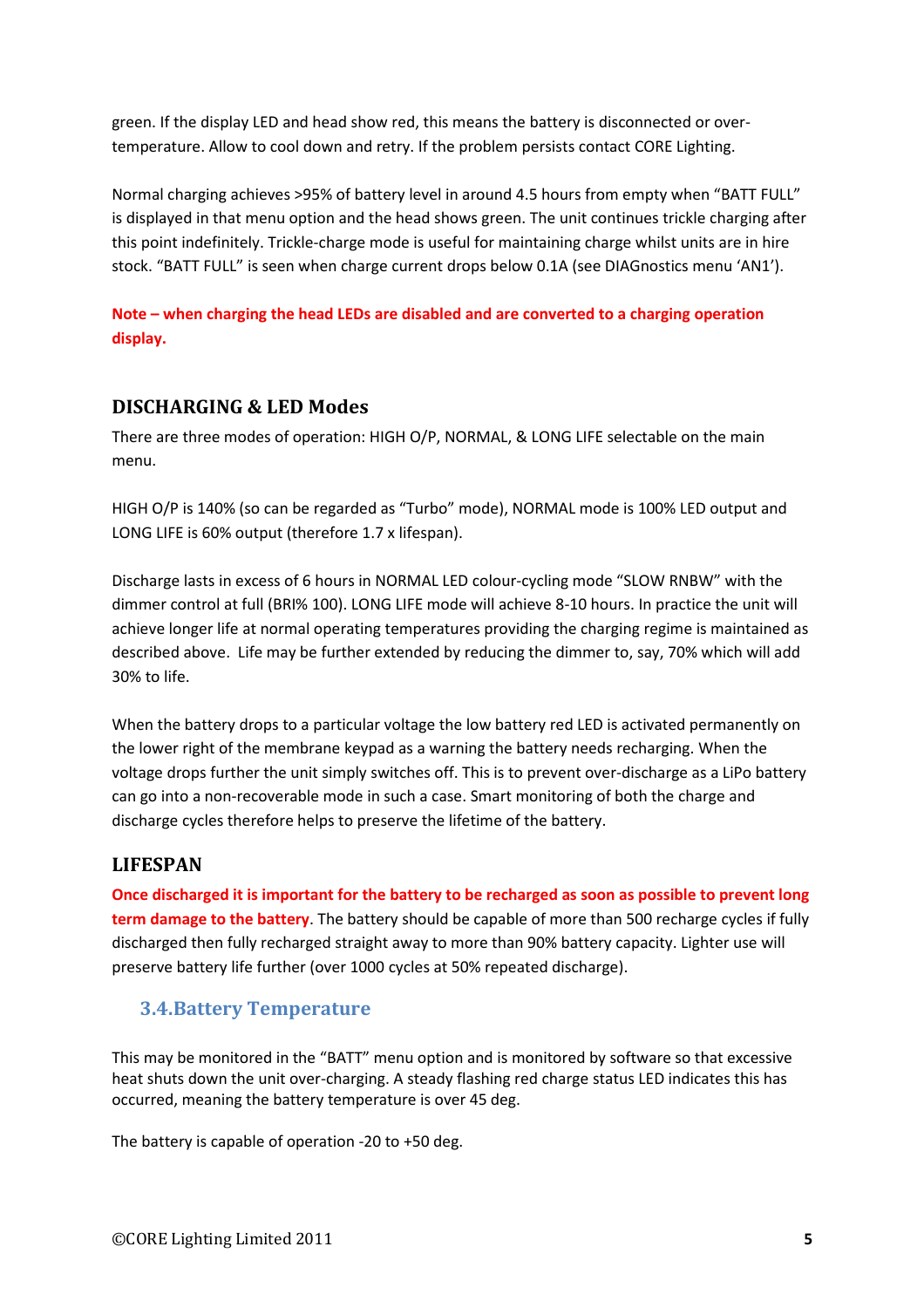green. If the display LED and head show red, this means the battery is disconnected or over-temperature. Allow to cool down and retry. If the problem persists contact CORE Lighting.

Normal charging achieves >95% of battery level in around 4.5 hours from empty when "BATT FULL" is displayed in that menu option and the head shows green. The unit continues trickle charging after this point indefinitely. Trickle-charge mode is useful for maintaining charge whilst units are in hire stock. "BATT FULL" is seen when charge current drops below 0.1A (see DIAGnostics menu 'AN1').

**Note – when charging the head LEDs are disabled and are converted to a charging operation display.**

## DISCHARGING & LED Modes

There are three modes of operation: HIGH O/P, NORMAL, & LONG LIFE selectable on the main menu.

HIGH O/P is 140% (so can be regarded as "Turbo" mode), NORMAL mode is 100% LED output and LONG LIFE is 60% output (therefore 1.7 x lifespan).

Discharge lasts in excess of 6 hours in NORMAL LED colour-cycling mode "SLOW RNBW" with the dimmer control at full (BRI% 100). LONG LIFE mode will achieve 8-10 hours. In practice the unit will achieve longer life at normal operating temperatures providing the charging regime is maintained as described above. Life may be further extended by reducing the dimmer to, say, 70% which will add 30% to life.

When the battery drops to a particular voltage the low battery red LED is activated permanently on the lower right of the membrane keypad as a warning the battery needs recharging. When the voltage drops further the unit simply switches off. This is to prevent over-discharge as a LiPo battery can go into a non-recoverable mode in such a case. Smart monitoring of both the charge and discharge cycles therefore helps to preserve the lifetime of the battery.

## LIFESPAN

**Once discharged it is important for the battery to be recharged as soon as possible to prevent long term damage to the battery**. The battery should be capable of more than 500 recharge cycles if fully discharged then fully recharged straight away to more than 90% battery capacity. Lighter use will preserve battery life further (over 1000 cycles at 50% repeated discharge).

## 3.4. Battery Temperature

This may be monitored in the "BATT" menu option and is monitored by software so that excessive heat shuts down the unit over-charging. A steady flashing red charge status LED indicates this has occurred, meaning the battery temperature is over 45 deg.

The battery is capable of operation -20 to +50 deg.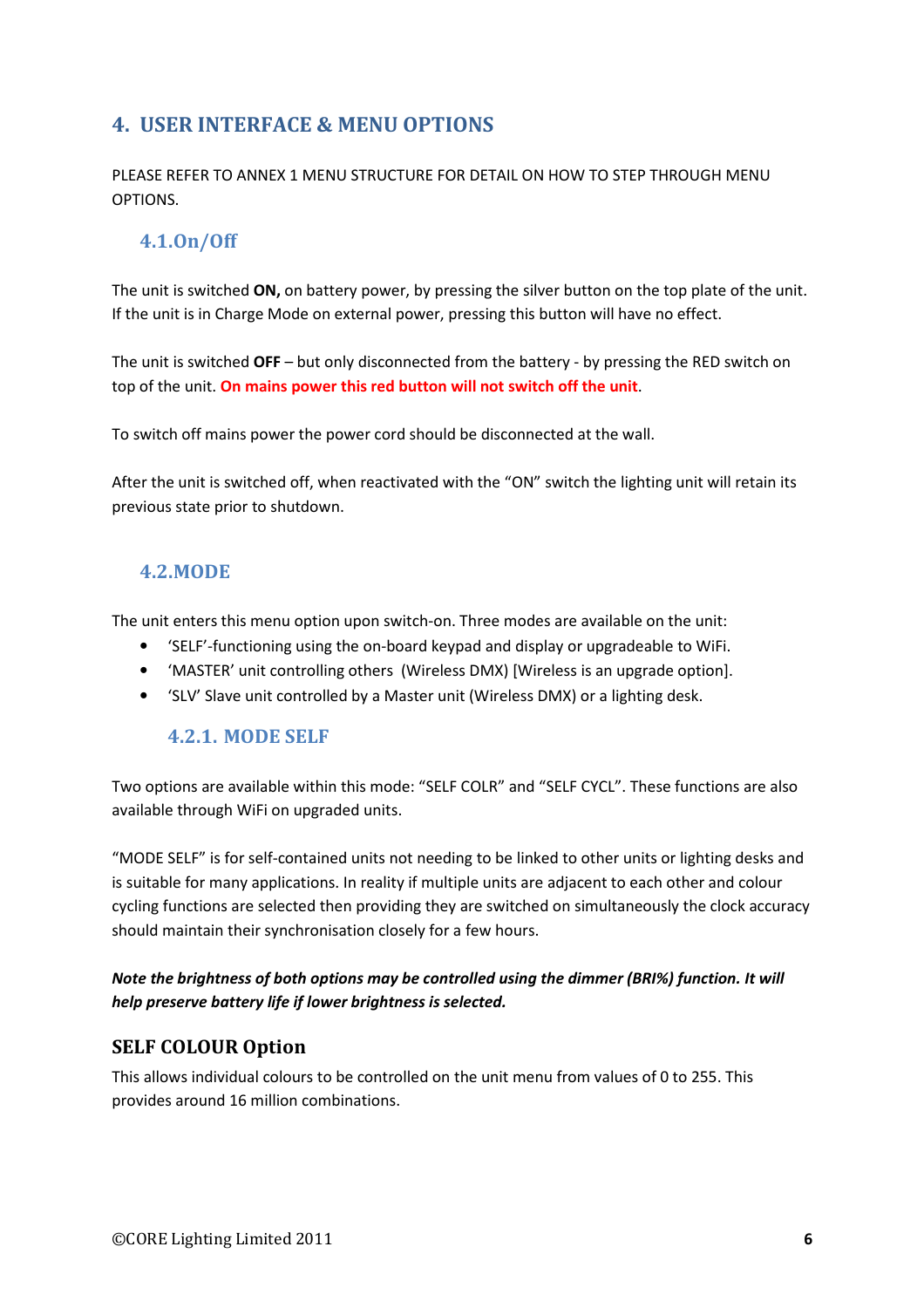## 4. USER INTERFACE & MENU OPTIONS

PLEASE REFER TO ANNEX 1 MENU STRUCTURE FOR DETAIL ON HOW TO STEP THROUGH MENU OPTIONS.

### 4.1. On/Off

The unit is switched **ON,** on battery power, by pressing the silver button on the top plate of the unit. If the unit is in Charge Mode on external power, pressing this button will have no effect.

The unit is switched **OFF** – but only disconnected from the battery - by pressing the RED switch on top of the unit. **On mains power this red button will not switch off the unit**.

To switch off mains power the power cord should be disconnected at the wall.

After the unit is switched off, when reactivated with the "ON" switch the lighting unit will retain its previous state prior to shutdown.

### 4.2. MODE

The unit enters this menu option upon switch-on. Three modes are available on the unit:

- 'SELF'-functioning using the on-board keypad and display or upgradeable to WiFi.
- 'MASTER' unit controlling others (Wireless DMX) [Wireless is an upgrade option].
- 'SLV' Slave unit controlled by a Master unit (Wireless DMX) or a lighting desk.

#### 4.2.1. MODE SELF

Two options are available within this mode: "SELF COLR" and "SELF CYCL". These functions are also available through WiFi on upgraded units.

"MODE SELF" is for self-contained units not needing to be linked to other units or lighting desks and is suitable for many applications. In reality if multiple units are adjacent to each other and colour cycling functions are selected then providing they are switched on simultaneously the clock accuracy should maintain their synchronisation closely for a few hours.

***Note the brightness of both options may be controlled using the dimmer (BRI%) function. It will help preserve battery life if lower brightness is selected.***

### SELF COLOUR Option

This allows individual colours to be controlled on the unit menu from values of 0 to 255. This provides around 16 million combinations.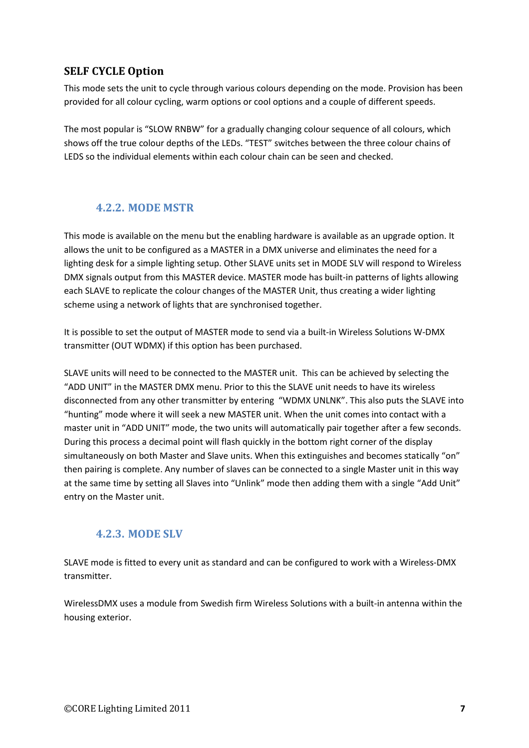## SELF CYCLE Option

This mode sets the unit to cycle through various colours depending on the mode. Provision has been provided for all colour cycling, warm options or cool options and a couple of different speeds.

The most popular is "SLOW RNBW" for a gradually changing colour sequence of all colours, which shows off the true colour depths of the LEDs. "TEST" switches between the three colour chains of LEDS so the individual elements within each colour chain can be seen and checked.

### 4.2.2. MODE MSTR

This mode is available on the menu but the enabling hardware is available as an upgrade option. It allows the unit to be configured as a MASTER in a DMX universe and eliminates the need for a lighting desk for a simple lighting setup. Other SLAVE units set in MODE SLV will respond to Wireless DMX signals output from this MASTER device. MASTER mode has built-in patterns of lights allowing each SLAVE to replicate the colour changes of the MASTER Unit, thus creating a wider lighting scheme using a network of lights that are synchronised together.

It is possible to set the output of MASTER mode to send via a built-in Wireless Solutions W-DMX transmitter (OUT WDMX) if this option has been purchased.

SLAVE units will need to be connected to the MASTER unit. This can be achieved by selecting the "ADD UNIT" in the MASTER DMX menu. Prior to this the SLAVE unit needs to have its wireless disconnected from any other transmitter by entering "WDMX UNLNK". This also puts the SLAVE into "hunting" mode where it will seek a new MASTER unit. When the unit comes into contact with a master unit in "ADD UNIT" mode, the two units will automatically pair together after a few seconds. During this process a decimal point will flash quickly in the bottom right corner of the display simultaneously on both Master and Slave units. When this extinguishes and becomes statically "on" then pairing is complete. Any number of slaves can be connected to a single Master unit in this way at the same time by setting all Slaves into "Unlink" mode then adding them with a single "Add Unit" entry on the Master unit.

### 4.2.3. MODE SLV

SLAVE mode is fitted to every unit as standard and can be configured to work with a Wireless-DMX transmitter.

WirelessDMX uses a module from Swedish firm Wireless Solutions with a built-in antenna within the housing exterior.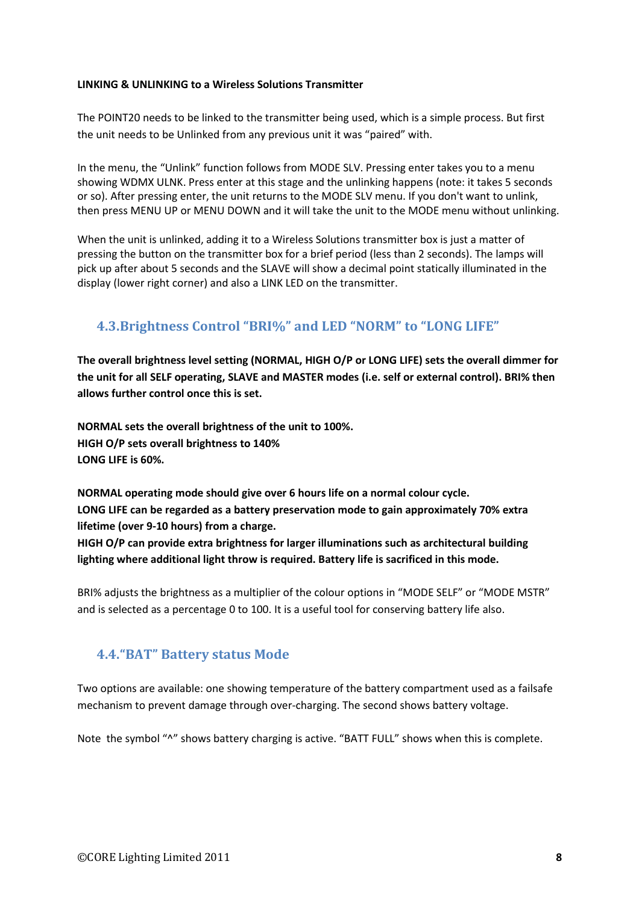**LINKING & UNLINKING to a Wireless Solutions Transmitter**

The POINT20 needs to be linked to the transmitter being used, which is a simple process. But first the unit needs to be Unlinked from any previous unit it was "paired" with.

In the menu, the "Unlink" function follows from MODE SLV. Pressing enter takes you to a menu showing WDMX ULNK. Press enter at this stage and the unlinking happens (note: it takes 5 seconds or so). After pressing enter, the unit returns to the MODE SLV menu. If you don't want to unlink, then press MENU UP or MENU DOWN and it will take the unit to the MODE menu without unlinking.

When the unit is unlinked, adding it to a Wireless Solutions transmitter box is just a matter of pressing the button on the transmitter box for a brief period (less than 2 seconds). The lamps will pick up after about 5 seconds and the SLAVE will show a decimal point statically illuminated in the display (lower right corner) and also a LINK LED on the transmitter.

## 4.3.Brightness Control "BRI%" and LED "NORM" to "LONG LIFE"

**The overall brightness level setting (NORMAL, HIGH O/P or LONG LIFE) sets the overall dimmer for the unit for all SELF operating, SLAVE and MASTER modes (i.e. self or external control). BRI% then allows further control once this is set.**

**NORMAL sets the overall brightness of the unit to 100%.**
**HIGH O/P sets overall brightness to 140%**
**LONG LIFE is 60%.**

**NORMAL operating mode should give over 6 hours life on a normal colour cycle.**
**LONG LIFE can be regarded as a battery preservation mode to gain approximately 70% extra lifetime (over 9-10 hours) from a charge.**
**HIGH O/P can provide extra brightness for larger illuminations such as architectural building lighting where additional light throw is required. Battery life is sacrificed in this mode.**

BRI% adjusts the brightness as a multiplier of the colour options in "MODE SELF" or "MODE MSTR" and is selected as a percentage 0 to 100. It is a useful tool for conserving battery life also.

## 4.4."BAT" Battery status Mode

Two options are available: one showing temperature of the battery compartment used as a failsafe mechanism to prevent damage through over-charging. The second shows battery voltage.

Note the symbol "^" shows battery charging is active. "BATT FULL" shows when this is complete.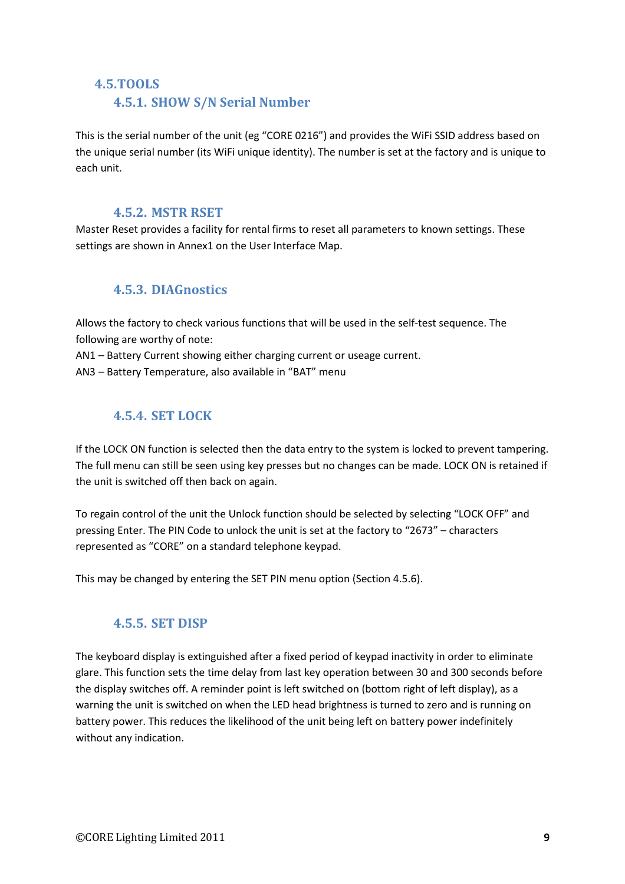## 4.5. TOOLS

### 4.5.1. SHOW S/N Serial Number

This is the serial number of the unit (eg "CORE 0216") and provides the WiFi SSID address based on the unique serial number (its WiFi unique identity). The number is set at the factory and is unique to each unit.

### 4.5.2. MSTR RSET

Master Reset provides a facility for rental firms to reset all parameters to known settings. These settings are shown in Annex1 on the User Interface Map.

### 4.5.3. DIAGnostics

Allows the factory to check various functions that will be used in the self-test sequence. The following are worthy of note:
AN1 – Battery Current showing either charging current or useage current.
AN3 – Battery Temperature, also available in "BAT" menu

### 4.5.4. SET LOCK

If the LOCK ON function is selected then the data entry to the system is locked to prevent tampering. The full menu can still be seen using key presses but no changes can be made. LOCK ON is retained if the unit is switched off then back on again.

To regain control of the unit the Unlock function should be selected by selecting "LOCK OFF" and pressing Enter. The PIN Code to unlock the unit is set at the factory to "2673" – characters represented as "CORE" on a standard telephone keypad.

This may be changed by entering the SET PIN menu option (Section 4.5.6).

### 4.5.5. SET DISP

The keyboard display is extinguished after a fixed period of keypad inactivity in order to eliminate glare. This function sets the time delay from last key operation between 30 and 300 seconds before the display switches off. A reminder point is left switched on (bottom right of left display), as a warning the unit is switched on when the LED head brightness is turned to zero and is running on battery power. This reduces the likelihood of the unit being left on battery power indefinitely without any indication.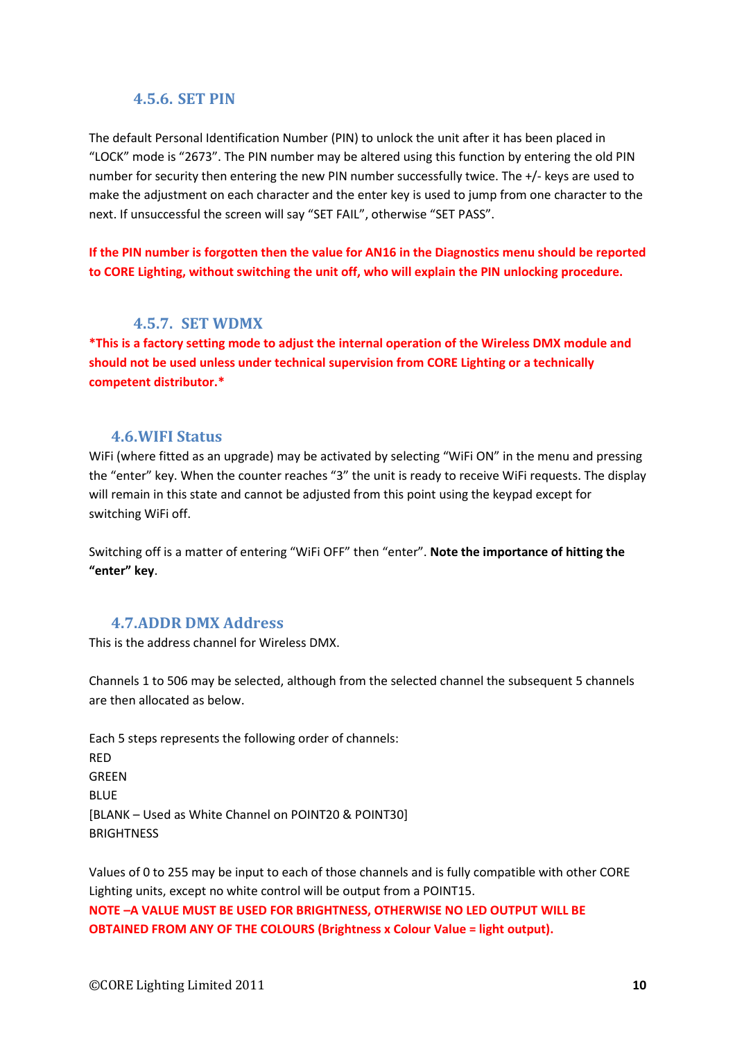### 4.5.6. SET PIN

The default Personal Identification Number (PIN) to unlock the unit after it has been placed in “LOCK” mode is “2673”. The PIN number may be altered using this function by entering the old PIN number for security then entering the new PIN number successfully twice. The +/- keys are used to make the adjustment on each character and the enter key is used to jump from one character to the next. If unsuccessful the screen will say “SET FAIL”, otherwise “SET PASS”.

**If the PIN number is forgotten then the value for AN16 in the Diagnostics menu should be reported to CORE Lighting, without switching the unit off, who will explain the PIN unlocking procedure.**

### 4.5.7. SET WDMX

**\*This is a factory setting mode to adjust the internal operation of the Wireless DMX module and should not be used unless under technical supervision from CORE Lighting or a technically competent distributor.\***

## 4.6. WIFI Status

WiFi (where fitted as an upgrade) may be activated by selecting “WiFi ON” in the menu and pressing the “enter” key. When the counter reaches “3” the unit is ready to receive WiFi requests. The display will remain in this state and cannot be adjusted from this point using the keypad except for switching WiFi off.

Switching off is a matter of entering “WiFi OFF” then “enter”. **Note the importance of hitting the “enter” key**.

## 4.7. ADDR DMX Address

This is the address channel for Wireless DMX.

Channels 1 to 506 may be selected, although from the selected channel the subsequent 5 channels are then allocated as below.

Each 5 steps represents the following order of channels:
RED
GREEN
BLUE
[BLANK – Used as White Channel on POINT20 & POINT30]
BRIGHTNESS

Values of 0 to 255 may be input to each of those channels and is fully compatible with other CORE Lighting units, except no white control will be output from a POINT15.
**NOTE –A VALUE MUST BE USED FOR BRIGHTNESS, OTHERWISE NO LED OUTPUT WILL BE OBTAINED FROM ANY OF THE COLOURS (Brightness x Colour Value = light output).**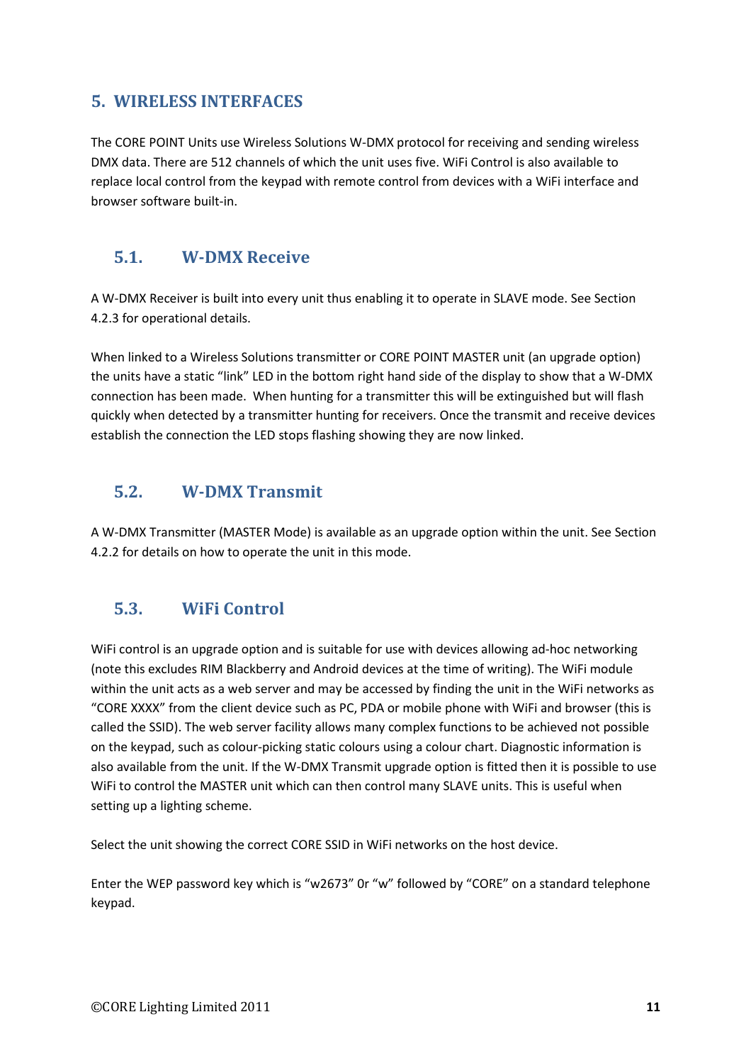## 5. WIRELESS INTERFACES

The CORE POINT Units use Wireless Solutions W-DMX protocol for receiving and sending wireless DMX data. There are 512 channels of which the unit uses five. WiFi Control is also available to replace local control from the keypad with remote control from devices with a WiFi interface and browser software built-in.

### 5.1. W-DMX Receive

A W-DMX Receiver is built into every unit thus enabling it to operate in SLAVE mode. See Section 4.2.3 for operational details.

When linked to a Wireless Solutions transmitter or CORE POINT MASTER unit (an upgrade option) the units have a static "link" LED in the bottom right hand side of the display to show that a W-DMX connection has been made. When hunting for a transmitter this will be extinguished but will flash quickly when detected by a transmitter hunting for receivers. Once the transmit and receive devices establish the connection the LED stops flashing showing they are now linked.

### 5.2. W-DMX Transmit

A W-DMX Transmitter (MASTER Mode) is available as an upgrade option within the unit. See Section 4.2.2 for details on how to operate the unit in this mode.

### 5.3. WiFi Control

WiFi control is an upgrade option and is suitable for use with devices allowing ad-hoc networking (note this excludes RIM Blackberry and Android devices at the time of writing). The WiFi module within the unit acts as a web server and may be accessed by finding the unit in the WiFi networks as "CORE XXXX" from the client device such as PC, PDA or mobile phone with WiFi and browser (this is called the SSID). The web server facility allows many complex functions to be achieved not possible on the keypad, such as colour-picking static colours using a colour chart. Diagnostic information is also available from the unit. If the W-DMX Transmit upgrade option is fitted then it is possible to use WiFi to control the MASTER unit which can then control many SLAVE units. This is useful when setting up a lighting scheme.

Select the unit showing the correct CORE SSID in WiFi networks on the host device.

Enter the WEP password key which is "w2673" 0r "w" followed by "CORE" on a standard telephone keypad.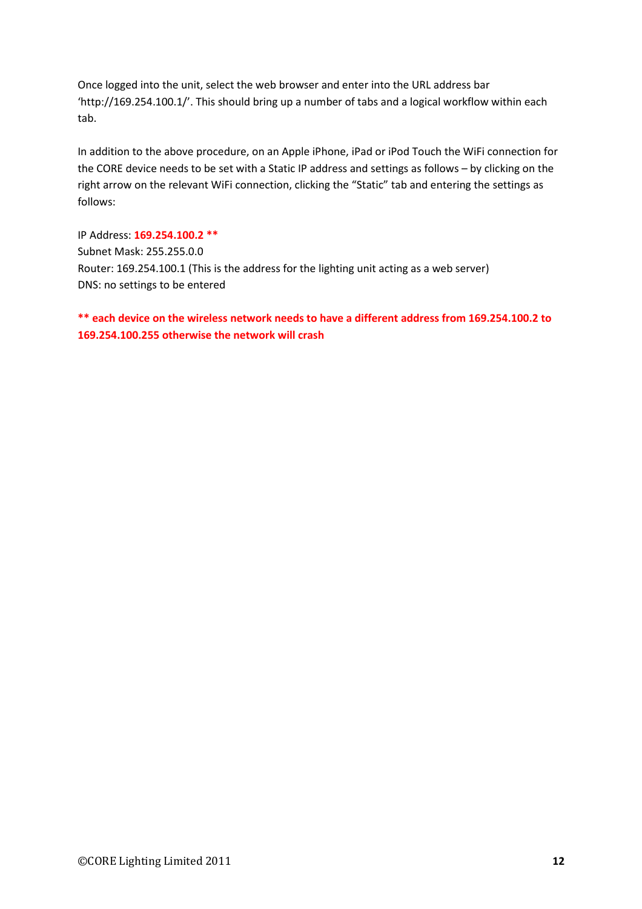Once logged into the unit, select the web browser and enter into the URL address bar 'http://169.254.100.1/'. This should bring up a number of tabs and a logical workflow within each tab.

In addition to the above procedure, on an Apple iPhone, iPad or iPod Touch the WiFi connection for the CORE device needs to be set with a Static IP address and settings as follows – by clicking on the right arrow on the relevant WiFi connection, clicking the "Static" tab and entering the settings as follows:

IP Address: **169.254.100.2 ****
Subnet Mask: 255.255.0.0
Router: 169.254.100.1 (This is the address for the lighting unit acting as a web server)
DNS: no settings to be entered

**** each device on the wireless network needs to have a different address from 169.254.100.2 to 169.254.100.255 otherwise the network will crash**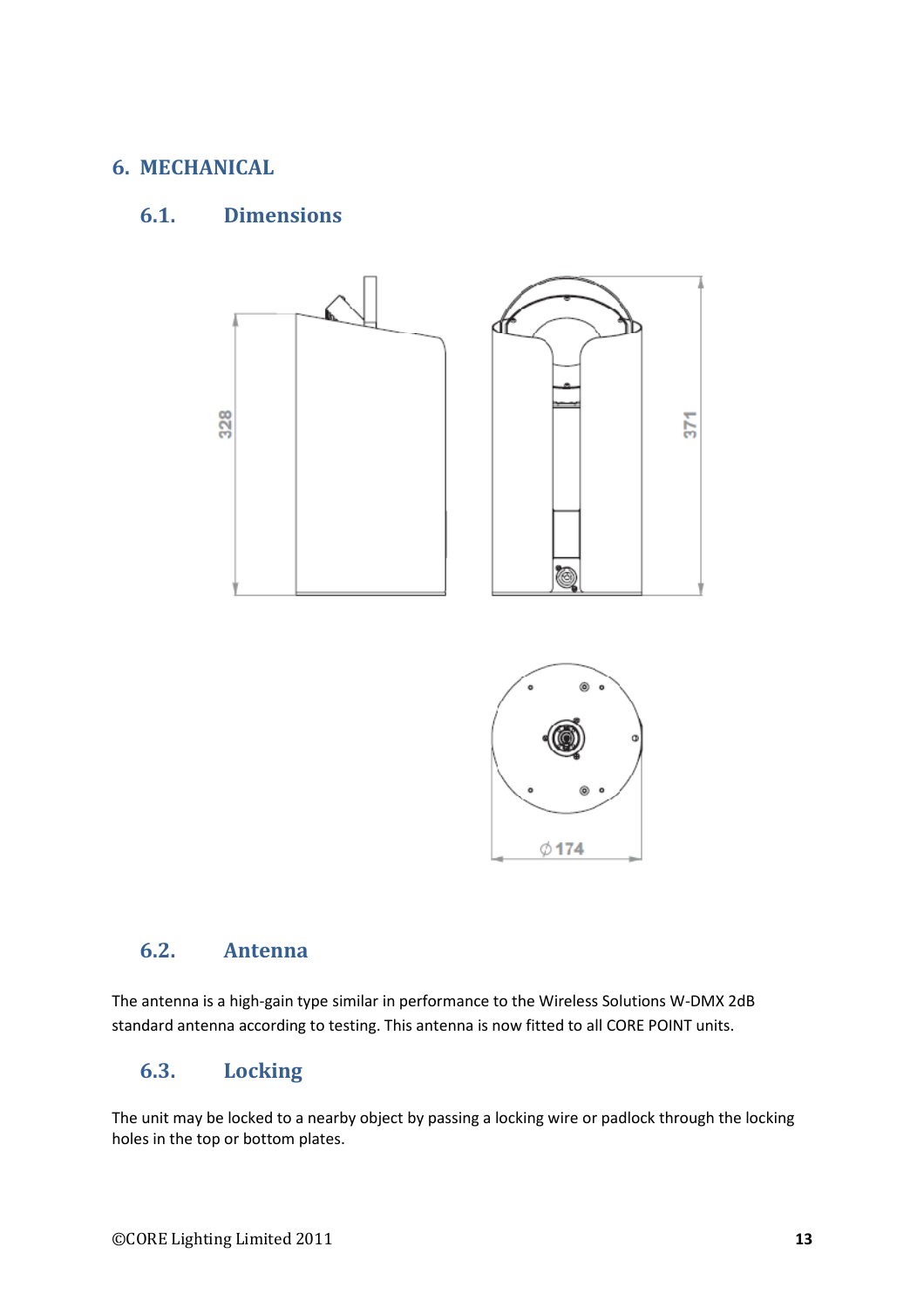# 6. MECHANICAL

## 6.1. Dimensions

328

371

∅174

## 6.2. Antenna

The antenna is a high-gain type similar in performance to the Wireless Solutions W-DMX 2dB standard antenna according to testing. This antenna is now fitted to all CORE POINT units.

## 6.3. Locking

The unit may be locked to a nearby object by passing a locking wire or padlock through the locking holes in the top or bottom plates.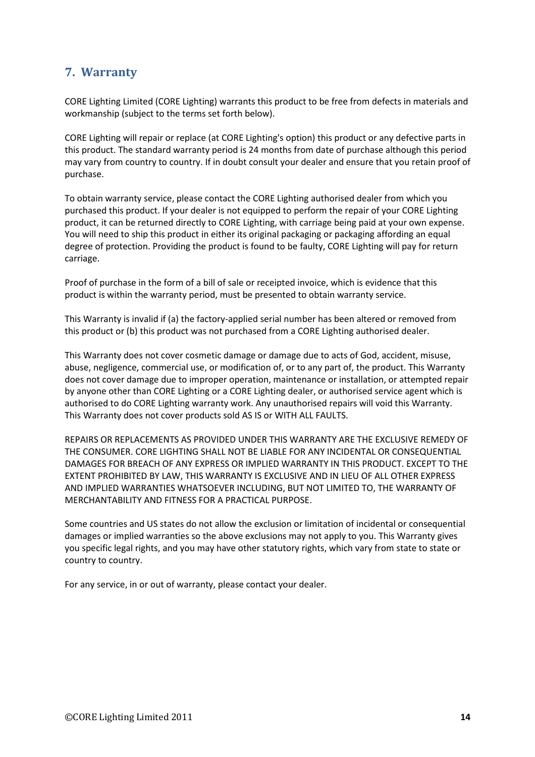## 7. Warranty

CORE Lighting Limited (CORE Lighting) warrants this product to be free from defects in materials and workmanship (subject to the terms set forth below).

CORE Lighting will repair or replace (at CORE Lighting's option) this product or any defective parts in this product. The standard warranty period is 24 months from date of purchase although this period may vary from country to country. If in doubt consult your dealer and ensure that you retain proof of purchase.

To obtain warranty service, please contact the CORE Lighting authorised dealer from which you purchased this product. If your dealer is not equipped to perform the repair of your CORE Lighting product, it can be returned directly to CORE Lighting, with carriage being paid at your own expense. You will need to ship this product in either its original packaging or packaging affording an equal degree of protection. Providing the product is found to be faulty, CORE Lighting will pay for return carriage.

Proof of purchase in the form of a bill of sale or receipted invoice, which is evidence that this product is within the warranty period, must be presented to obtain warranty service.

This Warranty is invalid if (a) the factory-applied serial number has been altered or removed from this product or (b) this product was not purchased from a CORE Lighting authorised dealer.

This Warranty does not cover cosmetic damage or damage due to acts of God, accident, misuse, abuse, negligence, commercial use, or modification of, or to any part of, the product. This Warranty does not cover damage due to improper operation, maintenance or installation, or attempted repair by anyone other than CORE Lighting or a CORE Lighting dealer, or authorised service agent which is authorised to do CORE Lighting warranty work. Any unauthorised repairs will void this Warranty. This Warranty does not cover products sold AS IS or WITH ALL FAULTS.

REPAIRS OR REPLACEMENTS AS PROVIDED UNDER THIS WARRANTY ARE THE EXCLUSIVE REMEDY OF THE CONSUMER. CORE LIGHTING SHALL NOT BE LIABLE FOR ANY INCIDENTAL OR CONSEQUENTIAL DAMAGES FOR BREACH OF ANY EXPRESS OR IMPLIED WARRANTY IN THIS PRODUCT. EXCEPT TO THE EXTENT PROHIBITED BY LAW, THIS WARRANTY IS EXCLUSIVE AND IN LIEU OF ALL OTHER EXPRESS AND IMPLIED WARRANTIES WHATSOEVER INCLUDING, BUT NOT LIMITED TO, THE WARRANTY OF MERCHANTABILITY AND FITNESS FOR A PRACTICAL PURPOSE.

Some countries and US states do not allow the exclusion or limitation of incidental or consequential damages or implied warranties so the above exclusions may not apply to you. This Warranty gives you specific legal rights, and you may have other statutory rights, which vary from state to state or country to country.

For any service, in or out of warranty, please contact your dealer.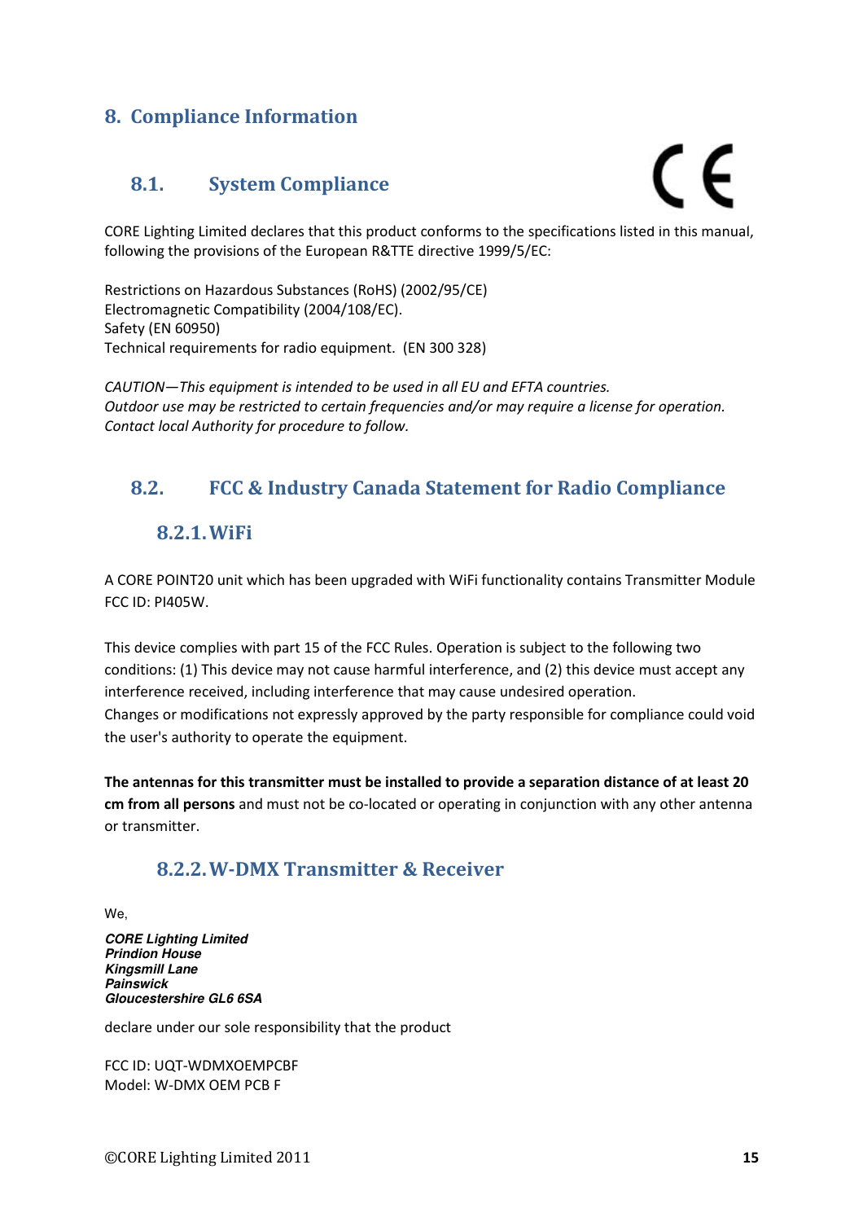# 8. Compliance Information

## 8.1. System Compliance

CE

CORE Lighting Limited declares that this product conforms to the specifications listed in this manual, following the provisions of the European R&TTE directive 1999/5/EC:

Restrictions on Hazardous Substances (RoHS) (2002/95/CE)  
Electromagnetic Compatibility (2004/108/EC).  
Safety (EN 60950)  
Technical requirements for radio equipment. (EN 300 328)

*CAUTION—This equipment is intended to be used in all EU and EFTA countries.*  
*Outdoor use may be restricted to certain frequencies and/or may require a license for operation.*  
*Contact local Authority for procedure to follow.*

## 8.2. FCC & Industry Canada Statement for Radio Compliance

### 8.2.1. WiFi

A CORE POINT20 unit which has been upgraded with WiFi functionality contains Transmitter Module FCC ID: PI405W.

This device complies with part 15 of the FCC Rules. Operation is subject to the following two conditions: (1) This device may not cause harmful interference, and (2) this device must accept any interference received, including interference that may cause undesired operation.  
Changes or modifications not expressly approved by the party responsible for compliance could void the user's authority to operate the equipment.

**The antennas for this transmitter must be installed to provide a separation distance of at least 20 cm from all persons** and must not be co-located or operating in conjunction with any other antenna or transmitter.

### 8.2.2. W-DMX Transmitter & Receiver

We,

***CORE Lighting Limited***  
***Prindion House***  
***Kingsmill Lane***  
***Painswick***  
***Gloucestershire GL6 6SA***

declare under our sole responsibility that the product

FCC ID: UQT-WDMXOEMPCBF  
Model: W-DMX OEM PCB F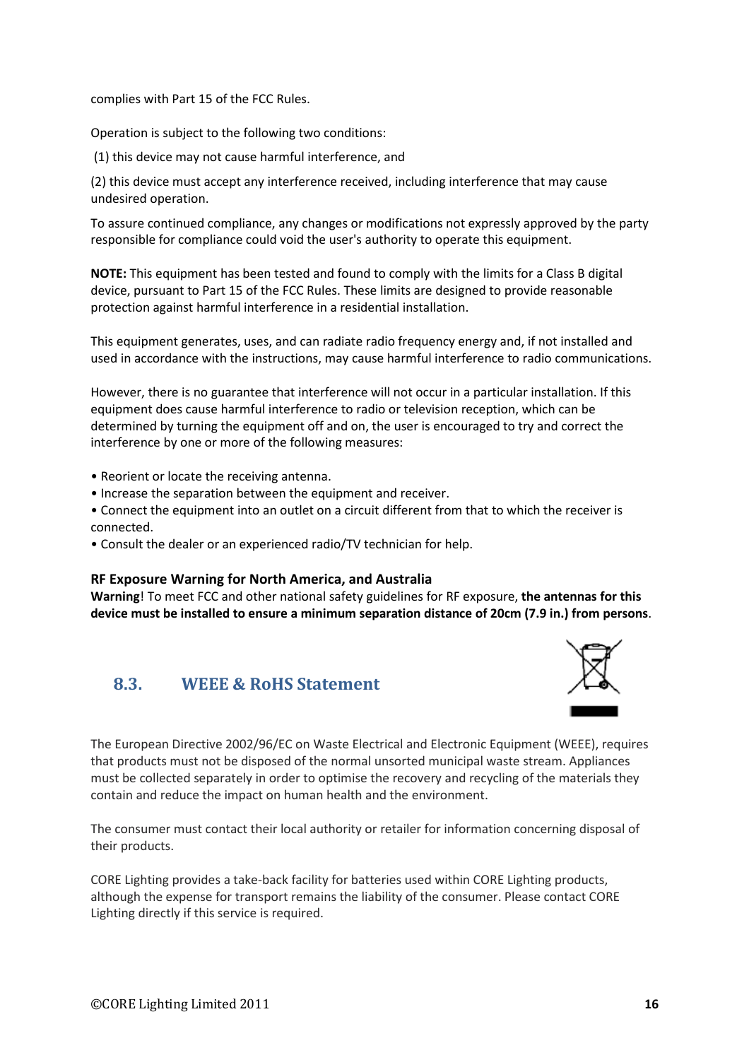complies with Part 15 of the FCC Rules.

Operation is subject to the following two conditions:

(1) this device may not cause harmful interference, and

(2) this device must accept any interference received, including interference that may cause undesired operation.

To assure continued compliance, any changes or modifications not expressly approved by the party responsible for compliance could void the user's authority to operate this equipment.

**NOTE:** This equipment has been tested and found to comply with the limits for a Class B digital device, pursuant to Part 15 of the FCC Rules. These limits are designed to provide reasonable protection against harmful interference in a residential installation.

This equipment generates, uses, and can radiate radio frequency energy and, if not installed and used in accordance with the instructions, may cause harmful interference to radio communications.

However, there is no guarantee that interference will not occur in a particular installation. If this equipment does cause harmful interference to radio or television reception, which can be determined by turning the equipment off and on, the user is encouraged to try and correct the interference by one or more of the following measures:

- Reorient or locate the receiving antenna.
- Increase the separation between the equipment and receiver.
- Connect the equipment into an outlet on a circuit different from that to which the receiver is connected.
- Consult the dealer or an experienced radio/TV technician for help.

**RF Exposure Warning for North America, and Australia**

**Warning**! To meet FCC and other national safety guidelines for RF exposure, **the antennas for this device must be installed to ensure a minimum separation distance of 20cm (7.9 in.) from persons**.

## 8.3. WEEE & RoHS Statement

The European Directive 2002/96/EC on Waste Electrical and Electronic Equipment (WEEE), requires that products must not be disposed of the normal unsorted municipal waste stream. Appliances must be collected separately in order to optimise the recovery and recycling of the materials they contain and reduce the impact on human health and the environment.

The consumer must contact their local authority or retailer for information concerning disposal of their products.

CORE Lighting provides a take-back facility for batteries used within CORE Lighting products, although the expense for transport remains the liability of the consumer. Please contact CORE Lighting directly if this service is required.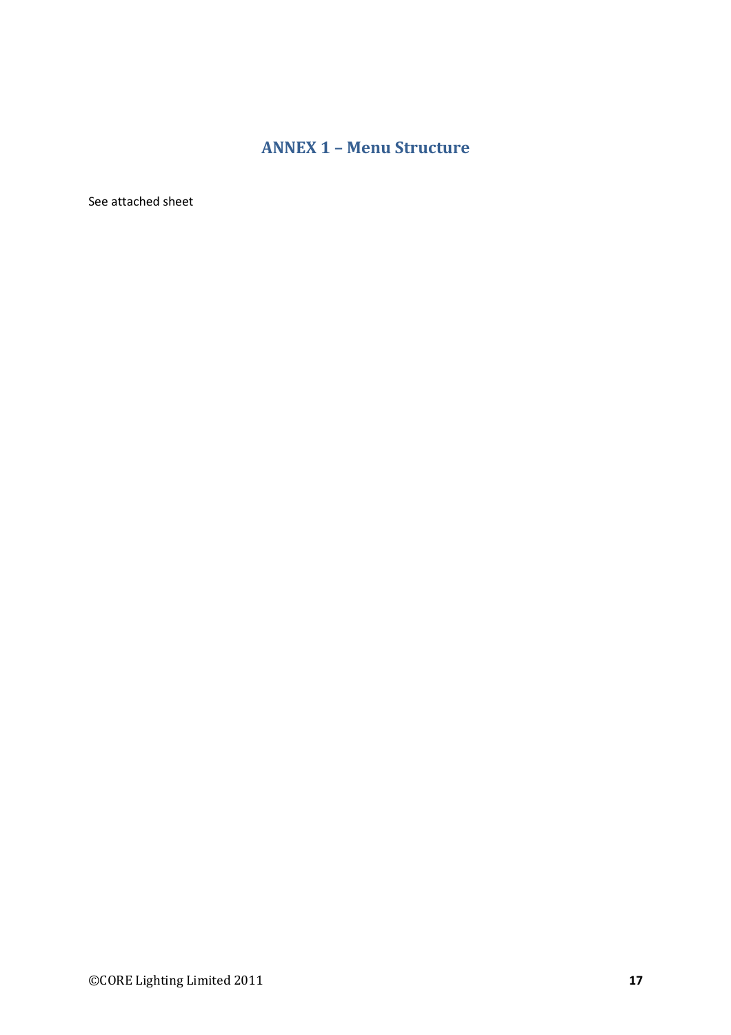# ANNEX 1 – Menu Structure

See attached sheet